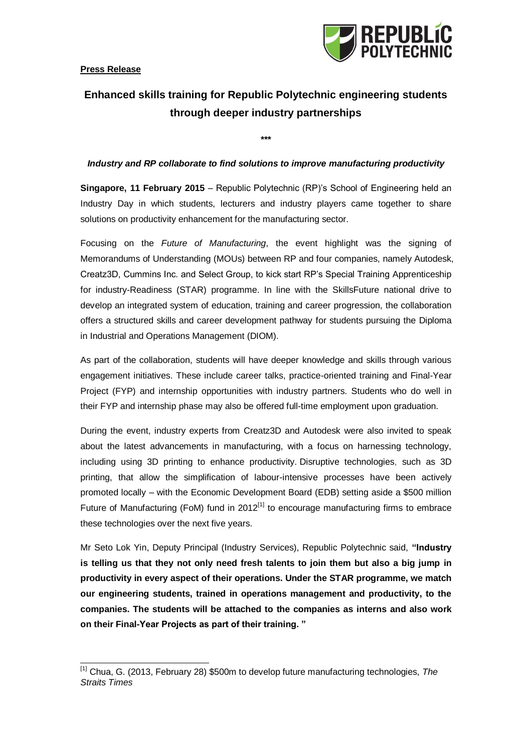**Press Release**

# Enhanced skills training for Republic Polytechnic engineering students through deeper industry partnerships

\*\*\*

***Industry and RP collaborate to find solutions to improve manufacturing productivity***

**Singapore, 11 February 2015** – Republic Polytechnic (RP)'s School of Engineering held an Industry Day in which students, lecturers and industry players came together to share solutions on productivity enhancement for the manufacturing sector.

Focusing on the *Future of Manufacturing*, the event highlight was the signing of Memorandums of Understanding (MOUs) between RP and four companies, namely Autodesk, Creatz3D, Cummins Inc. and Select Group, to kick start RP's Special Training Apprenticeship for industry-Readiness (STAR) programme. In line with the SkillsFuture national drive to develop an integrated system of education, training and career progression, the collaboration offers a structured skills and career development pathway for students pursuing the Diploma in Industrial and Operations Management (DIOM).

As part of the collaboration, students will have deeper knowledge and skills through various engagement initiatives. These include career talks, practice-oriented training and Final-Year Project (FYP) and internship opportunities with industry partners. Students who do well in their FYP and internship phase may also be offered full-time employment upon graduation.

During the event, industry experts from Creatz3D and Autodesk were also invited to speak about the latest advancements in manufacturing, with a focus on harnessing technology, including using 3D printing to enhance productivity. Disruptive technologies, such as 3D printing, that allow the simplification of labour-intensive processes have been actively promoted locally – with the Economic Development Board (EDB) setting aside a $500 million Future of Manufacturing (FoM) fund in 2012[1] to encourage manufacturing firms to embrace these technologies over the next five years.

Mr Seto Lok Yin, Deputy Principal (Industry Services), Republic Polytechnic said, **"Industry is telling us that they not only need fresh talents to join them but also a big jump in productivity in every aspect of their operations. Under the STAR programme, we match our engineering students, trained in operations management and productivity, to the companies. The students will be attached to the companies as interns and also work on their Final-Year Projects as part of their training. "**

---

[1] Chua, G. (2013, February 28) $500m to develop future manufacturing technologies, *The Straits Times*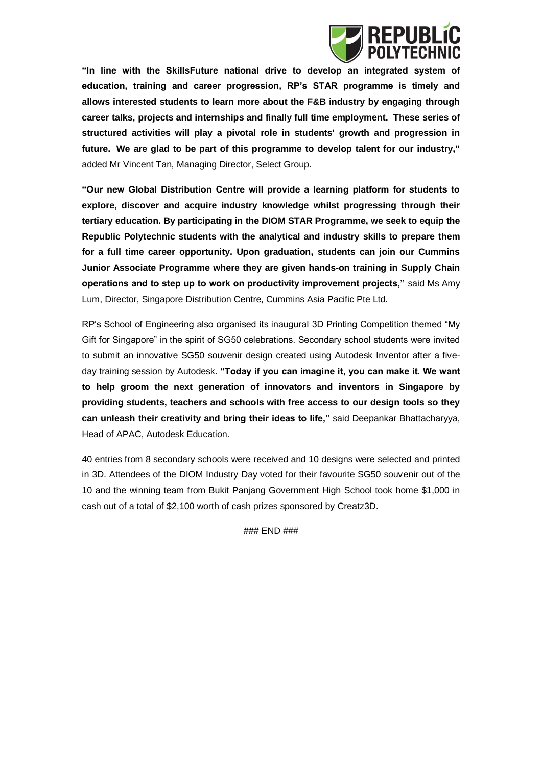**"In line with the SkillsFuture national drive to develop an integrated system of education, training and career progression, RP's STAR programme is timely and allows interested students to learn more about the F&B industry by engaging through career talks, projects and internships and finally full time employment. These series of structured activities will play a pivotal role in students' growth and progression in future. We are glad to be part of this programme to develop talent for our industry,"** added Mr Vincent Tan, Managing Director, Select Group.

**"Our new Global Distribution Centre will provide a learning platform for students to explore, discover and acquire industry knowledge whilst progressing through their tertiary education. By participating in the DIOM STAR Programme, we seek to equip the Republic Polytechnic students with the analytical and industry skills to prepare them for a full time career opportunity. Upon graduation, students can join our Cummins Junior Associate Programme where they are given hands-on training in Supply Chain operations and to step up to work on productivity improvement projects,"** said Ms Amy Lum, Director, Singapore Distribution Centre, Cummins Asia Pacific Pte Ltd.

RP's School of Engineering also organised its inaugural 3D Printing Competition themed "My Gift for Singapore" in the spirit of SG50 celebrations. Secondary school students were invited to submit an innovative SG50 souvenir design created using Autodesk Inventor after a five-day training session by Autodesk. **"Today if you can imagine it, you can make it. We want to help groom the next generation of innovators and inventors in Singapore by providing students, teachers and schools with free access to our design tools so they can unleash their creativity and bring their ideas to life,"** said Deepankar Bhattacharyya, Head of APAC, Autodesk Education.

40 entries from 8 secondary schools were received and 10 designs were selected and printed in 3D. Attendees of the DIOM Industry Day voted for their favourite SG50 souvenir out of the 10 and the winning team from Bukit Panjang Government High School took home $1,000 in cash out of a total of $2,100 worth of cash prizes sponsored by Creatz3D.

### END ###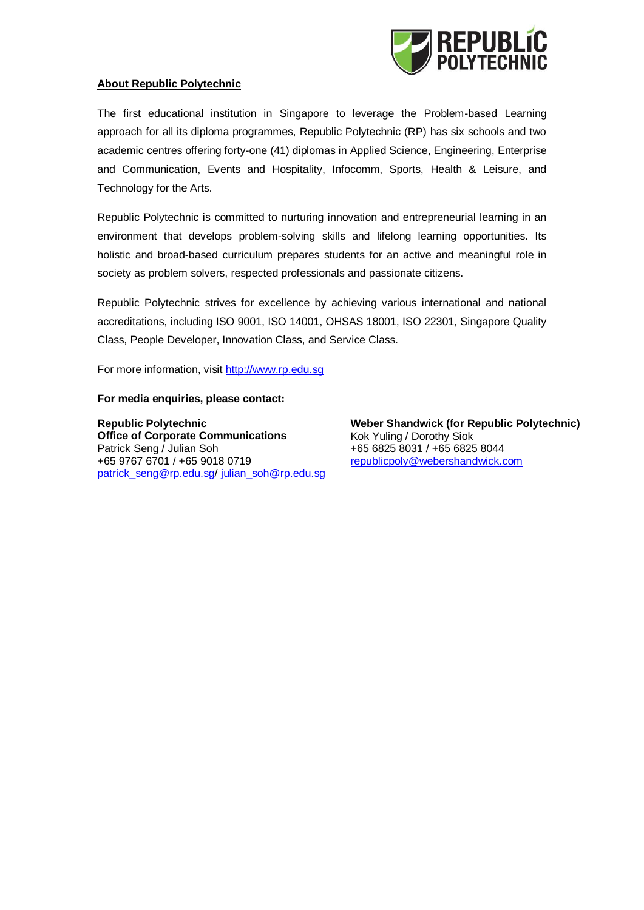## About Republic Polytechnic

The first educational institution in Singapore to leverage the Problem-based Learning approach for all its diploma programmes, Republic Polytechnic (RP) has six schools and two academic centres offering forty-one (41) diplomas in Applied Science, Engineering, Enterprise and Communication, Events and Hospitality, Infocomm, Sports, Health & Leisure, and Technology for the Arts.

Republic Polytechnic is committed to nurturing innovation and entrepreneurial learning in an environment that develops problem-solving skills and lifelong learning opportunities. Its holistic and broad-based curriculum prepares students for an active and meaningful role in society as problem solvers, respected professionals and passionate citizens.

Republic Polytechnic strives for excellence by achieving various international and national accreditations, including ISO 9001, ISO 14001, OHSAS 18001, ISO 22301, Singapore Quality Class, People Developer, Innovation Class, and Service Class.

For more information, visit http://www.rp.edu.sg

**For media enquiries, please contact:**

**Republic Polytechnic**
**Office of Corporate Communications**
Patrick Seng / Julian Soh
+65 9767 6701 / +65 9018 0719
patrick_seng@rp.edu.sg/ julian_soh@rp.edu.sg

**Weber Shandwick (for Republic Polytechnic)**
Kok Yuling / Dorothy Siok
+65 6825 8031 / +65 6825 8044
republicpoly@webershandwick.com